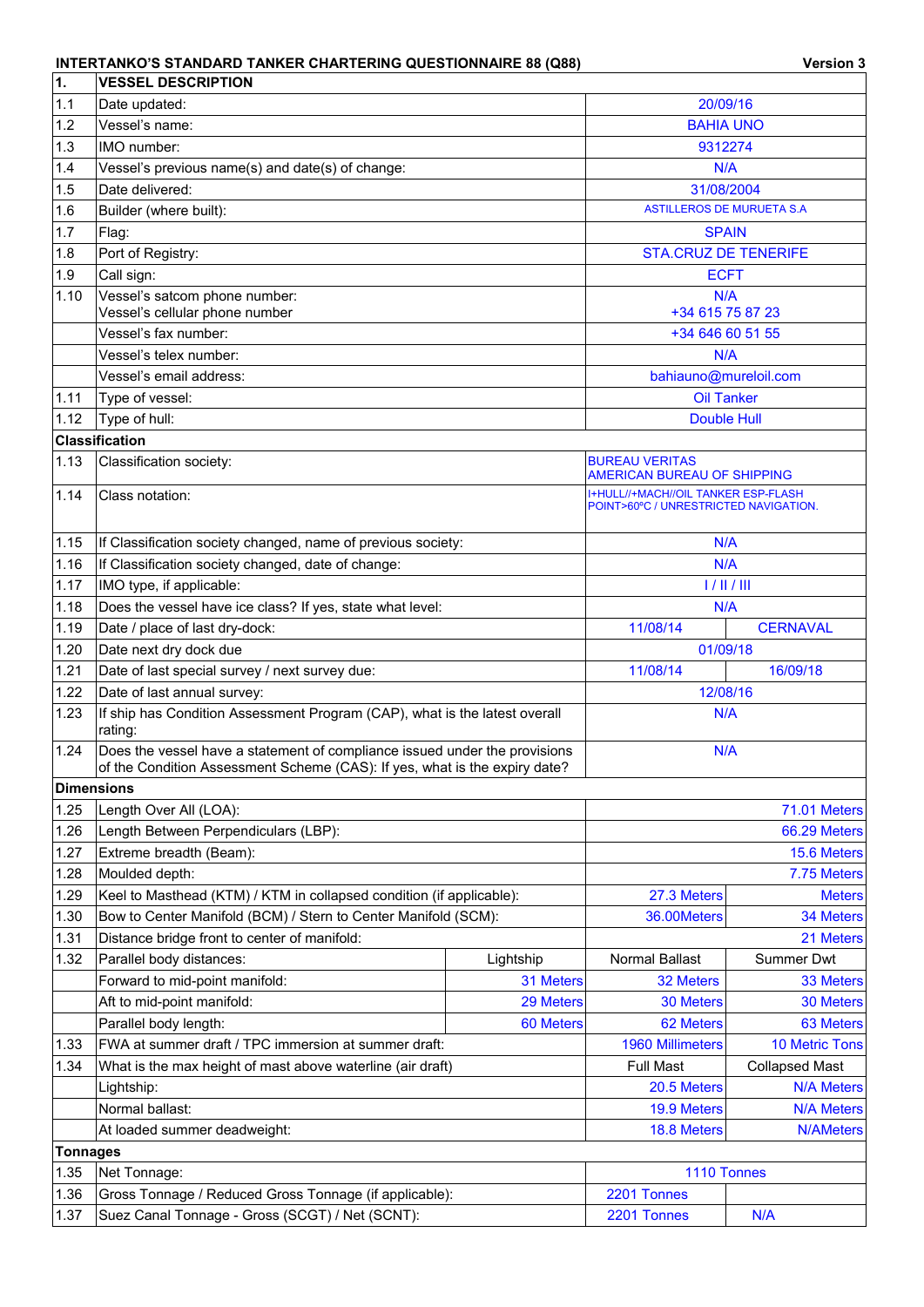**INTERTANKO'S STANDARD TANKER CHARTERING QUESTIONNAIRE 88 (Q88)** **Version 3**

| 1. | VESSEL DESCRIPTION | | | |
|---|---|---|---|---|
| 1.1 | Date updated: | | 20/09/16 | |
| 1.2 | Vessel's name: | | BAHIA UNO | |
| 1.3 | IMO number: | | 9312274 | |
| 1.4 | Vessel's previous name(s) and date(s) of change: | | N/A | |
| 1.5 | Date delivered: | | 31/08/2004 | |
| 1.6 | Builder (where built): | | ASTILLEROS DE MURUETA S.A | |
| 1.7 | Flag: | | SPAIN | |
| 1.8 | Port of Registry: | | STA.CRUZ DE TENERIFE | |
| 1.9 | Call sign: | | ECFT | |
| 1.10 | Vessel's satcom phone number:<br>Vessel's cellular phone number | | N/A<br>+34 615 75 87 23 | |
| | Vessel's fax number: | | +34 646 60 51 55 | |
| | Vessel's telex number: | | N/A | |
| | Vessel's email address: | | bahiauno@mureloil.com | |
| 1.11 | Type of vessel: | | Oil Tanker | |
| 1.12 | Type of hull: | | Double Hull | |
| **Classification** | | | | |
| 1.13 | Classification society: | | BUREAU VERITAS<br>AMERICAN BUREAU OF SHIPPING | |
| 1.14 | Class notation: | | I+HULL//+MACH//OIL TANKER ESP-FLASH POINT>60ºC / UNRESTRICTED NAVIGATION. | |
| 1.15 | If Classification society changed, name of previous society: | | N/A | |
| 1.16 | If Classification society changed, date of change: | | N/A | |
| 1.17 | IMO type, if applicable: | | I / II / III | |
| 1.18 | Does the vessel have ice class? If yes, state what level: | | N/A | |
| 1.19 | Date / place of last dry-dock: | | 11/08/14 | CERNAVAL |
| 1.20 | Date next dry dock due | | 01/09/18 | |
| 1.21 | Date of last special survey / next survey due: | | 11/08/14 | 16/09/18 |
| 1.22 | Date of last annual survey: | | 12/08/16 | |
| 1.23 | If ship has Condition Assessment Program (CAP), what is the latest overall rating: | | N/A | |
| 1.24 | Does the vessel have a statement of compliance issued under the provisions of the Condition Assessment Scheme (CAS): If yes, what is the expiry date? | | N/A | |
| **Dimensions** | | | | |
| 1.25 | Length Over All (LOA): | | | 71.01 Meters |
| 1.26 | Length Between Perpendiculars (LBP): | | | 66.29 Meters |
| 1.27 | Extreme breadth (Beam): | | | 15.6 Meters |
| 1.28 | Moulded depth: | | | 7.75 Meters |
| 1.29 | Keel to Masthead (KTM) / KTM in collapsed condition (if applicable): | | 27.3 Meters | Meters |
| 1.30 | Bow to Center Manifold (BCM) / Stern to Center Manifold (SCM): | | 36.00Meters | 34 Meters |
| 1.31 | Distance bridge front to center of manifold: | | | 21 Meters |
| 1.32 | Parallel body distances: | Lightship | Normal Ballast | Summer Dwt |
| | Forward to mid-point manifold: | 31 Meters | 32 Meters | 33 Meters |
| | Aft to mid-point manifold: | 29 Meters | 30 Meters | 30 Meters |
| | Parallel body length: | 60 Meters | 62 Meters | 63 Meters |
| 1.33 | FWA at summer draft / TPC immersion at summer draft: | | 1960 Millimeters | 10 Metric Tons |
| 1.34 | What is the max height of mast above waterline (air draft) | | Full Mast | Collapsed Mast |
| | Lightship: | | 20.5 Meters | N/A Meters |
| | Normal ballast: | | 19.9 Meters | N/A Meters |
| | At loaded summer deadweight: | | 18.8 Meters | N/AMeters |
| **Tonnages** | | | | |
| 1.35 | Net Tonnage: | | 1110 Tonnes | |
| 1.36 | Gross Tonnage / Reduced Gross Tonnage (if applicable): | | 2201 Tonnes | |
| 1.37 | Suez Canal Tonnage - Gross (SCGT) / Net (SCNT): | | 2201 Tonnes | N/A |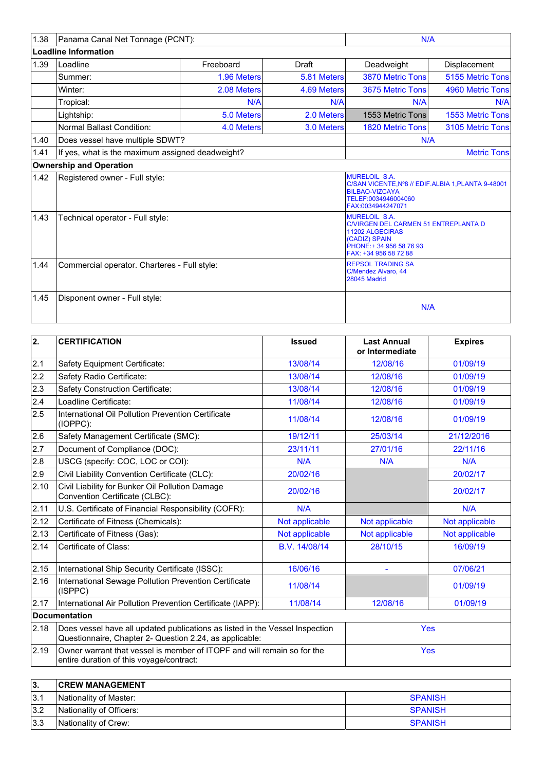| 1.38 | Panama Canal Net Tonnage (PCNT): | | | N/A | |
|---|---|---|---|---|---|
| **Loadline Information** | | | | | |
| 1.39 | Loadline | Freeboard | Draft | Deadweight | Displacement |
| | Summer: | 1.96 Meters | 5.81 Meters | 3870 Metric Tons | 5155 Metric Tons |
| | Winter: | 2.08 Meters | 4.69 Meters | 3675 Metric Tons | 4960 Metric Tons |
| | Tropical: | N/A | N/A | N/A | N/A |
| | Lightship: | 5.0 Meters | 2.0 Meters | 1553 Metric Tons | 1553 Metric Tons |
| | Normal Ballast Condition: | 4.0 Meters | 3.0 Meters | 1820 Metric Tons | 3105 Metric Tons |
| 1.40 | Does vessel have multiple SDWT? | | | N/A | |
| 1.41 | If yes, what is the maximum assigned deadweight? | | | Metric Tons | |
| **Ownership and Operation** | | | | | |
| 1.42 | Registered owner - Full style: | | | MURELOIL S.A.<br>C/SAN VICENTE,Nº8 // EDIF.ALBIA 1,PLANTA 9-48001<br>BILBAO-VIZCAYA<br>TELEF:0034946004060<br>FAX:0034944247071 | |
| 1.43 | Technical operator - Full style: | | | MURELOIL S.A.<br>C/VIRGEN DEL CARMEN 51 ENTREPLANTA D<br>11202 ALGECIRAS<br>(CADIZ) SPAIN<br>PHONE:+ 34 956 58 76 93<br>FAX: +34 956 58 72 88 | |
| 1.44 | Commercial operator. Charteres - Full style: | | | REPSOL TRADING SA<br>C/Mendez Alvaro, 44<br>28045 Madrid | |
| 1.45 | Disponent owner - Full style: | | | N/A | |

| **2.** | **CERTIFICATION** | **Issued** | **Last Annual or Intermediate** | **Expires** |
|---|---|---|---|---|
| 2.1 | Safety Equipment Certificate: | 13/08/14 | 12/08/16 | 01/09/19 |
| 2.2 | Safety Radio Certificate: | 13/08/14 | 12/08/16 | 01/09/19 |
| 2.3 | Safety Construction Certificate: | 13/08/14 | 12/08/16 | 01/09/19 |
| 2.4 | Loadline Certificate: | 11/08/14 | 12/08/16 | 01/09/19 |
| 2.5 | International Oil Pollution Prevention Certificate (IOPPC): | 11/08/14 | 12/08/16 | 01/09/19 |
| 2.6 | Safety Management Certificate (SMC): | 19/12/11 | 25/03/14 | 21/12/2016 |
| 2.7 | Document of Compliance (DOC): | 23/11/11 | 27/01/16 | 22/11/16 |
| 2.8 | USCG (specify: COC, LOC or COI): | N/A | N/A | N/A |
| 2.9 | Civil Liability Convention Certificate (CLC): | 20/02/16 | | 20/02/17 |
| 2.10 | Civil Liability for Bunker Oil Pollution Damage Convention Certificate (CLBC): | 20/02/16 | | 20/02/17 |
| 2.11 | U.S. Certificate of Financial Responsibility (COFR): | N/A | | N/A |
| 2.12 | Certificate of Fitness (Chemicals): | Not applicable | Not applicable | Not applicable |
| 2.13 | Certificate of Fitness (Gas): | Not applicable | Not applicable | Not applicable |
| 2.14 | Certificate of Class: | B.V. 14/08/14 | 28/10/15 | 16/09/19 |
| 2.15 | International Ship Security Certificate (ISSC): | 16/06/16 | - | 07/06/21 |
| 2.16 | International Sewage Pollution Prevention Certificate (ISPPC) | 11/08/14 | | 01/09/19 |
| 2.17 | International Air Pollution Prevention Certificate (IAPP): | 11/08/14 | 12/08/16 | 01/09/19 |
| **Documentation** | | | | |
| 2.18 | Does vessel have all updated publications as listed in the Vessel Inspection Questionnaire, Chapter 2- Question 2.24, as applicable: | | Yes | |
| 2.19 | Owner warrant that vessel is member of ITOPF and will remain so for the entire duration of this voyage/contract: | | Yes | |

| **3.** | **CREW MANAGEMENT** | |
|---|---|---|
| 3.1 | Nationality of Master: | SPANISH |
| 3.2 | Nationality of Officers: | SPANISH |
| 3.3 | Nationality of Crew: | SPANISH |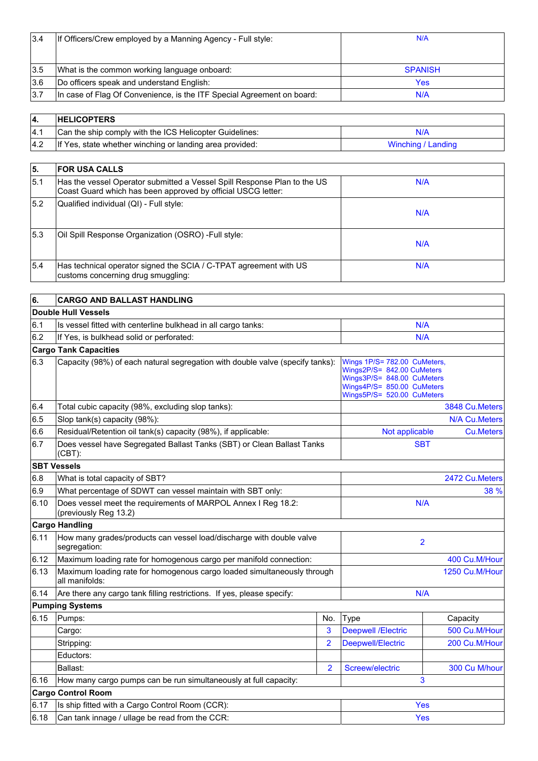| | | |
|---|---|---|
| 3.4 | If Officers/Crew employed by a Manning Agency - Full style: | N/A |
| 3.5 | What is the common working language onboard: | SPANISH |
| 3.6 | Do officers speak and understand English: | Yes |
| 3.7 | In case of Flag Of Convenience, is the ITF Special Agreement on board: | N/A |

| **4.** | **HELICOPTERS** | |
|---|---|---|
| 4.1 | Can the ship comply with the ICS Helicopter Guidelines: | N/A |
| 4.2 | If Yes, state whether winching or landing area provided: | Winching / Landing |

| **5.** | **FOR USA CALLS** | |
|---|---|---|
| 5.1 | Has the vessel Operator submitted a Vessel Spill Response Plan to the US Coast Guard which has been approved by official USCG letter: | N/A |
| 5.2 | Qualified individual (QI) - Full style: | N/A |
| 5.3 | Oil Spill Response Organization (OSRO) -Full style: | N/A |
| 5.4 | Has technical operator signed the SCIA / C-TPAT agreement with US customs concerning drug smuggling: | N/A |

| **6.** | **CARGO AND BALLAST HANDLING** | | | |
|---|---|---|---|---|
| **Double Hull Vessels** | | | | |
| 6.1 | Is vessel fitted with centerline bulkhead in all cargo tanks: | | N/A | |
| 6.2 | If Yes, is bulkhead solid or perforated: | | N/A | |
| **Cargo Tank Capacities** | | | | |
| 6.3 | Capacity (98%) of each natural segregation with double valve (specify tanks): | | Wings 1P/S= 782.00 CuMeters, Wings2P/S= 842.00 CuMeters Wings3P/S= 848.00 CuMeters Wings4P/S= 850.00 CuMeters Wings5P/S= 520.00 CuMeters | |
| 6.4 | Total cubic capacity (98%, excluding slop tanks): | | | 3848 Cu.Meters |
| 6.5 | Slop tank(s) capacity (98%): | | | N/A Cu.Meters |
| 6.6 | Residual/Retention oil tank(s) capacity (98%), if applicable: | | Not applicable | Cu.Meters |
| 6.7 | Does vessel have Segregated Ballast Tanks (SBT) or Clean Ballast Tanks (CBT): | | SBT | |
| **SBT Vessels** | | | | |
| 6.8 | What is total capacity of SBT? | | | 2472 Cu.Meters |
| 6.9 | What percentage of SDWT can vessel maintain with SBT only: | | | 38 % |
| 6.10 | Does vessel meet the requirements of MARPOL Annex I Reg 18.2: (previously Reg 13.2) | | N/A | |
| **Cargo Handling** | | | | |
| 6.11 | How many grades/products can vessel load/discharge with double valve segregation: | | 2 | |
| 6.12 | Maximum loading rate for homogenous cargo per manifold connection: | | | 400 Cu.M/Hour |
| 6.13 | Maximum loading rate for homogenous cargo loaded simultaneously through all manifolds: | | | 1250 Cu.M/Hour |
| 6.14 | Are there any cargo tank filling restrictions. If yes, please specify: | | N/A | |
| **Pumping Systems** | | | | |
| 6.15 | Pumps: | No. | Type | Capacity |
| | Cargo: | 3 | Deepwell /Electric | 500 Cu.M/Hour |
| | Stripping: | 2 | Deepwell/Electric | 200 Cu.M/Hour |
| | Eductors: | | | |
| | Ballast: | 2 | Screew/electric | 300 Cu M/hour |
| 6.16 | How many cargo pumps can be run simultaneously at full capacity: | | 3 | |
| **Cargo Control Room** | | | | |
| 6.17 | Is ship fitted with a Cargo Control Room (CCR): | | Yes | |
| 6.18 | Can tank innage / ullage be read from the CCR: | | Yes | |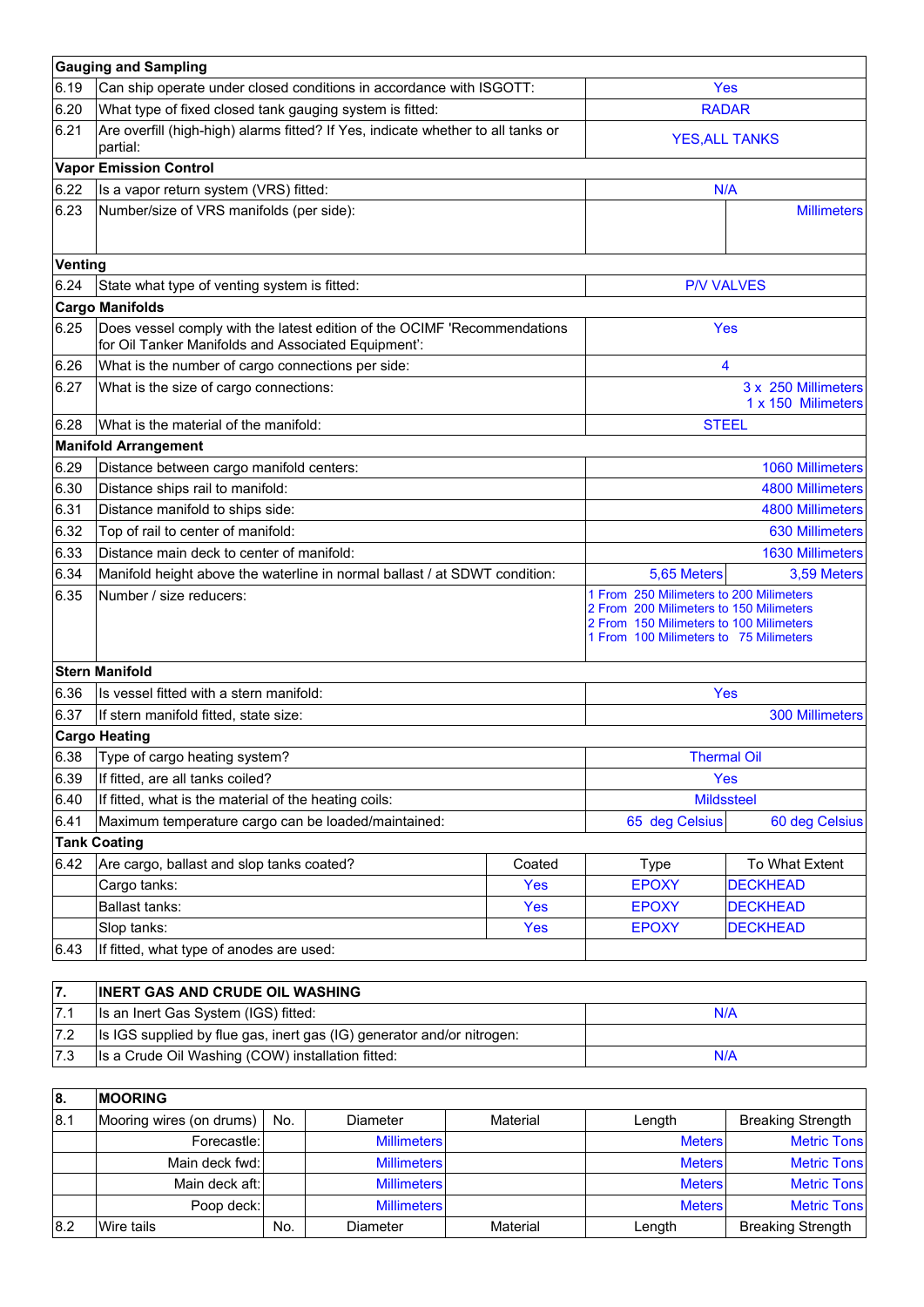| Gauging and Sampling | | | |
|---|---|---|---|
| 6.19 | Can ship operate under closed conditions in accordance with ISGOTT: | Yes | |
| 6.20 | What type of fixed closed tank gauging system is fitted: | RADAR | |
| 6.21 | Are overfill (high-high) alarms fitted? If Yes, indicate whether to all tanks or partial: | YES,ALL TANKS | |
| **Vapor Emission Control** | | | |
| 6.22 | Is a vapor return system (VRS) fitted: | N/A | |
| 6.23 | Number/size of VRS manifolds (per side): | | Millimeters |
| **Venting** | | | |
| 6.24 | State what type of venting system is fitted: | P/V VALVES | |
| **Cargo Manifolds** | | | |
| 6.25 | Does vessel comply with the latest edition of the OCIMF 'Recommendations for Oil Tanker Manifolds and Associated Equipment': | Yes | |
| 6.26 | What is the number of cargo connections per side: | 4 | |
| 6.27 | What is the size of cargo connections: | 3 x 250 Millimeters<br>1 x 150 Milimeters | |
| 6.28 | What is the material of the manifold: | STEEL | |
| **Manifold Arrangement** | | | |
| 6.29 | Distance between cargo manifold centers: | 1060 Millimeters | |
| 6.30 | Distance ships rail to manifold: | 4800 Millimeters | |
| 6.31 | Distance manifold to ships side: | 4800 Millimeters | |
| 6.32 | Top of rail to center of manifold: | 630 Millimeters | |
| 6.33 | Distance main deck to center of manifold: | 1630 Millimeters | |
| 6.34 | Manifold height above the waterline in normal ballast / at SDWT condition: | 5,65 Meters | 3,59 Meters |
| 6.35 | Number / size reducers: | 1 From 250 Milimeters to 200 Milimeters<br>2 From 200 Milimeters to 150 Milimeters<br>2 From 150 Milimeters to 100 Milimeters<br>1 From 100 Milimeters to 75 Milimeters | |
| **Stern Manifold** | | | |
| 6.36 | Is vessel fitted with a stern manifold: | Yes | |
| 6.37 | If stern manifold fitted, state size: | 300 Millimeters | |
| **Cargo Heating** | | | |
| 6.38 | Type of cargo heating system? | Thermal Oil | |
| 6.39 | If fitted, are all tanks coiled? | Yes | |
| 6.40 | If fitted, what is the material of the heating coils: | Mildssteel | |
| 6.41 | Maximum temperature cargo can be loaded/maintained: | 65 deg Celsius | 60 deg Celsius |

| Tank Coating | | | | |
|---|---|---|---|---|
| 6.42 | Are cargo, ballast and slop tanks coated? | Coated | Type | To What Extent |
| | Cargo tanks: | Yes | EPOXY | DECKHEAD |
| | Ballast tanks: | Yes | EPOXY | DECKHEAD |
| | Slop tanks: | Yes | EPOXY | DECKHEAD |
| 6.43 | If fitted, what type of anodes are used: | | | |

| 7. | INERT GAS AND CRUDE OIL WASHING | |
|---|---|---|
| 7.1 | Is an Inert Gas System (IGS) fitted: | N/A |
| 7.2 | Is IGS supplied by flue gas, inert gas (IG) generator and/or nitrogen: | |
| 7.3 | Is a Crude Oil Washing (COW) installation fitted: | N/A |

| 8. | MOORING | | | | | |
|---|---|---|---|---|---|---|
| 8.1 | Mooring wires (on drums) | No. | Diameter | Material | Length | Breaking Strength |
| | Forecastle: | | Millimeters | | Meters | Metric Tons |
| | Main deck fwd: | | Millimeters | | Meters | Metric Tons |
| | Main deck aft: | | Millimeters | | Meters | Metric Tons |
| | Poop deck: | | Millimeters | | Meters | Metric Tons |
| 8.2 | Wire tails | No. | Diameter | Material | Length | Breaking Strength |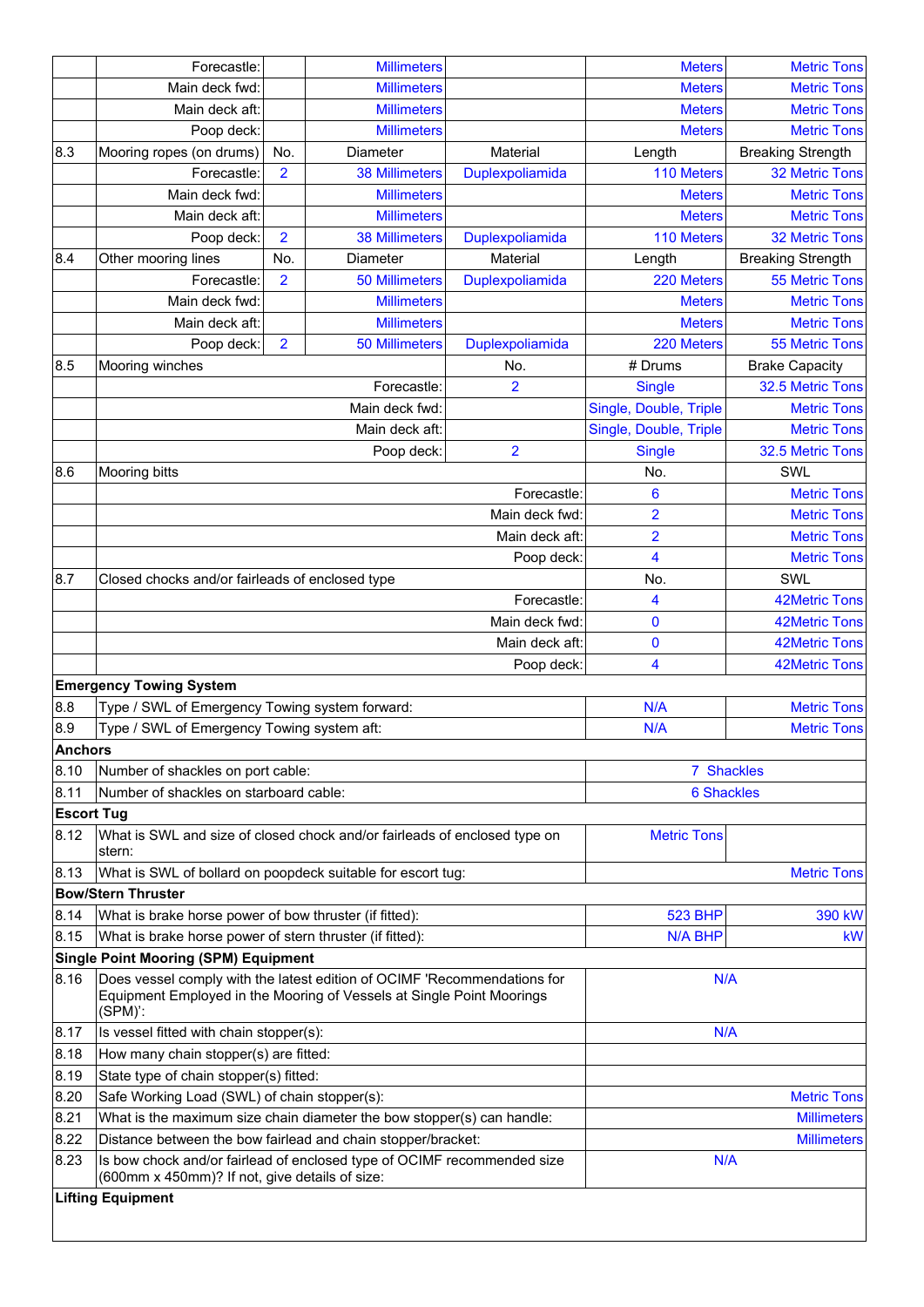| | | | | | | |
|---|---|---|---|---|---|---|
| | Forecastle: | | Millimeters | | Meters | Metric Tons |
| | Main deck fwd: | | Millimeters | | Meters | Metric Tons |
| | Main deck aft: | | Millimeters | | Meters | Metric Tons |
| | Poop deck: | | Millimeters | | Meters | Metric Tons |
| 8.3 | Mooring ropes (on drums) | No. | Diameter | Material | Length | Breaking Strength |
| | Forecastle: | 2 | 38 Millimeters | Duplexpoliamida | 110 Meters | 32 Metric Tons |
| | Main deck fwd: | | Millimeters | | Meters | Metric Tons |
| | Main deck aft: | | Millimeters | | Meters | Metric Tons |
| | Poop deck: | 2 | 38 Millimeters | Duplexpoliamida | 110 Meters | 32 Metric Tons |
| 8.4 | Other mooring lines | No. | Diameter | Material | Length | Breaking Strength |
| | Forecastle: | 2 | 50 Millimeters | Duplexpoliamida | 220 Meters | 55 Metric Tons |
| | Main deck fwd: | | Millimeters | | Meters | Metric Tons |
| | Main deck aft: | | Millimeters | | Meters | Metric Tons |
| | Poop deck: | 2 | 50 Millimeters | Duplexpoliamida | 220 Meters | 55 Metric Tons |
| 8.5 | Mooring winches | | | No. | # Drums | Brake Capacity |
| | | | Forecastle: | 2 | Single | 32.5 Metric Tons |
| | | | Main deck fwd: | | Single, Double, Triple | Metric Tons |
| | | | Main deck aft: | | Single, Double, Triple | Metric Tons |
| | | | Poop deck: | 2 | Single | 32.5 Metric Tons |
| 8.6 | Mooring bitts | | | | No. | SWL |
| | | | | Forecastle: | 6 | Metric Tons |
| | | | | Main deck fwd: | 2 | Metric Tons |
| | | | | Main deck aft: | 2 | Metric Tons |
| | | | | Poop deck: | 4 | Metric Tons |
| 8.7 | Closed chocks and/or fairleads of enclosed type | | | | No. | SWL |
| | | | | Forecastle: | 4 | 42Metric Tons |
| | | | | Main deck fwd: | 0 | 42Metric Tons |
| | | | | Main deck aft: | 0 | 42Metric Tons |
| | | | | Poop deck: | 4 | 42Metric Tons |
| **Emergency Towing System** | | | | | | |
| 8.8 | Type / SWL of Emergency Towing system forward: | | | | N/A | Metric Tons |
| 8.9 | Type / SWL of Emergency Towing system aft: | | | | N/A | Metric Tons |
| **Anchors** | | | | | | |
| 8.10 | Number of shackles on port cable: | | | | 7 Shackles | |
| 8.11 | Number of shackles on starboard cable: | | | | 6 Shackles | |
| **Escort Tug** | | | | | | |
| 8.12 | What is SWL and size of closed chock and/or fairleads of enclosed type on stern: | | | | Metric Tons | |
| 8.13 | What is SWL of bollard on poopdeck suitable for escort tug: | | | | | Metric Tons |
| **Bow/Stern Thruster** | | | | | | |
| 8.14 | What is brake horse power of bow thruster (if fitted): | | | | 523 BHP | 390 kW |
| 8.15 | What is brake horse power of stern thruster (if fitted): | | | | N/A BHP | kW |
| **Single Point Mooring (SPM) Equipment** | | | | | | |
| 8.16 | Does vessel comply with the latest edition of OCIMF 'Recommendations for Equipment Employed in the Mooring of Vessels at Single Point Moorings (SPM)': | | | | N/A | |
| 8.17 | Is vessel fitted with chain stopper(s): | | | | N/A | |
| 8.18 | How many chain stopper(s) are fitted: | | | | | |
| 8.19 | State type of chain stopper(s) fitted: | | | | | |
| 8.20 | Safe Working Load (SWL) of chain stopper(s): | | | | | Metric Tons |
| 8.21 | What is the maximum size chain diameter the bow stopper(s) can handle: | | | | | Millimeters |
| 8.22 | Distance between the bow fairlead and chain stopper/bracket: | | | | | Millimeters |
| 8.23 | Is bow chock and/or fairlead of enclosed type of OCIMF recommended size (600mm x 450mm)? If not, give details of size: | | | | N/A | |
| **Lifting Equipment** | | | | | | |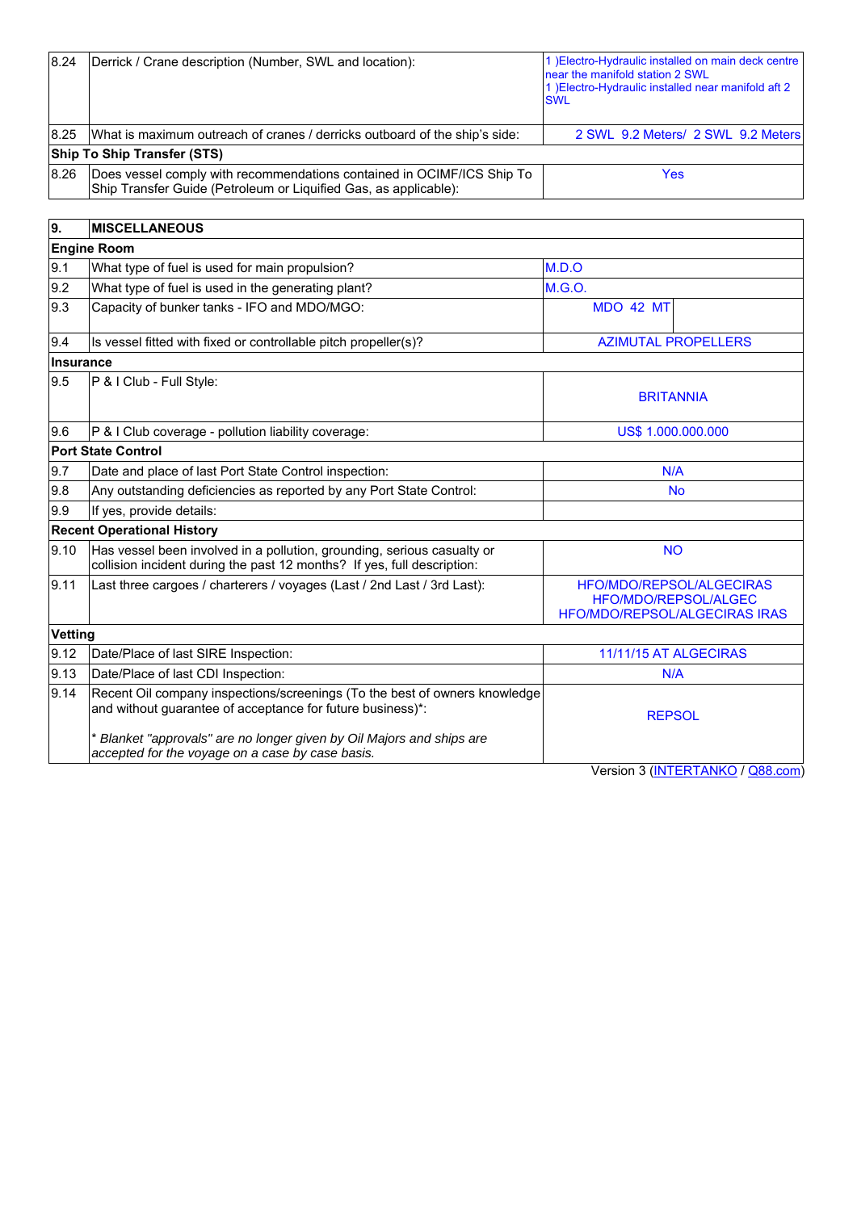| | | |
|---|---|---|
| 8.24 | Derrick / Crane description (Number, SWL and location): | 1 )Electro-Hydraulic installed on main deck centre near the manifold station 2 SWL<br>1 )Electro-Hydraulic installed near manifold aft 2 SWL |
| 8.25 | What is maximum outreach of cranes / derricks outboard of the ship's side: | 2 SWL 9.2 Meters/ 2 SWL 9.2 Meters |
| **Ship To Ship Transfer (STS)** | | |
| 8.26 | Does vessel comply with recommendations contained in OCIMF/ICS Ship To Ship Transfer Guide (Petroleum or Liquified Gas, as applicable): | Yes |

| | | |
|---|---|---|
| **9.** | **MISCELLANEOUS** | |
| **Engine Room** | | |
| 9.1 | What type of fuel is used for main propulsion? | M.D.O |
| 9.2 | What type of fuel is used in the generating plant? | M.G.O. |
| 9.3 | Capacity of bunker tanks - IFO and MDO/MGO: | MDO 42 MT |
| 9.4 | Is vessel fitted with fixed or controllable pitch propeller(s)? | AZIMUTAL PROPELLERS |
| **Insurance** | | |
| 9.5 | P & I Club - Full Style: | BRITANNIA |
| 9.6 | P & I Club coverage - pollution liability coverage: | US$ 1.000.000.000 |
| **Port State Control** | | |
| 9.7 | Date and place of last Port State Control inspection: | N/A |
| 9.8 | Any outstanding deficiencies as reported by any Port State Control: | No |
| 9.9 | If yes, provide details: | |
| **Recent Operational History** | | |
| 9.10 | Has vessel been involved in a pollution, grounding, serious casualty or collision incident during the past 12 months? If yes, full description: | NO |
| 9.11 | Last three cargoes / charterers / voyages (Last / 2nd Last / 3rd Last): | HFO/MDO/REPSOL/ALGECIRAS<br>HFO/MDO/REPSOL/ALGEC<br>HFO/MDO/REPSOL/ALGECIRAS IRAS |
| **Vetting** | | |
| 9.12 | Date/Place of last SIRE Inspection: | 11/11/15 AT ALGECIRAS |
| 9.13 | Date/Place of last CDI Inspection: | N/A |
| 9.14 | Recent Oil company inspections/screenings (To the best of owners knowledge and without guarantee of acceptance for future business)*:<br><br>*\* Blanket "approvals" are no longer given by Oil Majors and ships are accepted for the voyage on a case by case basis.* | REPSOL |

Version 3 (INTERTANKO / Q88.com)